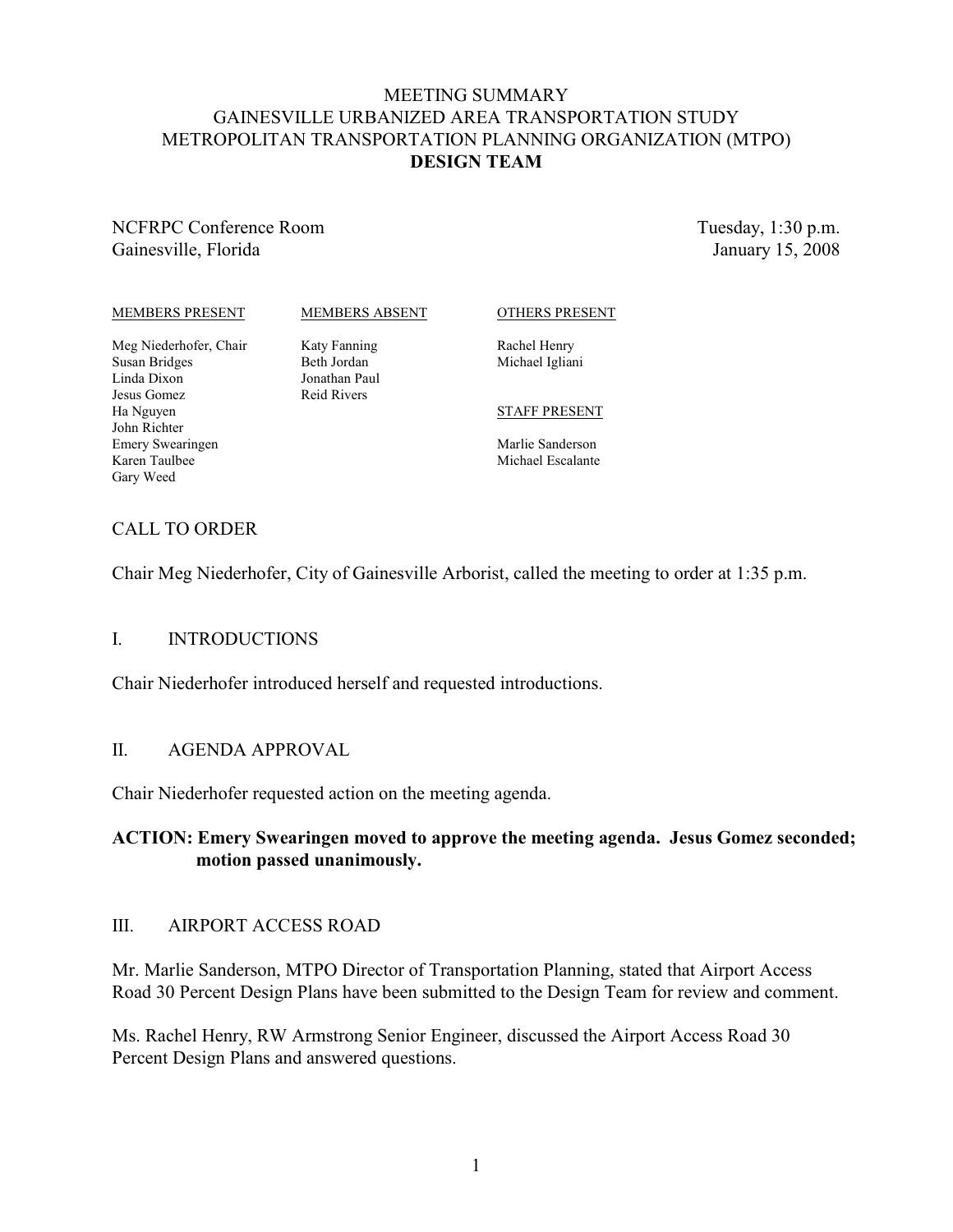# MEETING SUMMARY
# GAINESVILLE URBANIZED AREA TRANSPORTATION STUDY
# METROPOLITAN TRANSPORTATION PLANNING ORGANIZATION (MTPO)
# DESIGN TEAM

NCFRPC Conference Room
Gainesville, Florida

Tuesday, 1:30 p.m.
January 15, 2008

| MEMBERS PRESENT | MEMBERS ABSENT | OTHERS PRESENT |
|---|---|---|
| Meg Niederhofer, Chair | Katy Fanning | Rachel Henry |
| Susan Bridges | Beth Jordan | Michael Igliani |
| Linda Dixon | Jonathan Paul | |
| Jesus Gomez | Reid Rivers | |
| Ha Nguyen | | STAFF PRESENT |
| John Richter | | |
| Emery Swearingen | | Marlie Sanderson |
| Karen Taulbee | | Michael Escalante |
| Gary Weed | | |

## CALL TO ORDER

Chair Meg Niederhofer, City of Gainesville Arborist, called the meeting to order at 1:35 p.m.

## I. INTRODUCTIONS

Chair Niederhofer introduced herself and requested introductions.

## II. AGENDA APPROVAL

Chair Niederhofer requested action on the meeting agenda.

**ACTION: Emery Swearingen moved to approve the meeting agenda. Jesus Gomez seconded; motion passed unanimously.**

## III. AIRPORT ACCESS ROAD

Mr. Marlie Sanderson, MTPO Director of Transportation Planning, stated that Airport Access Road 30 Percent Design Plans have been submitted to the Design Team for review and comment.

Ms. Rachel Henry, RW Armstrong Senior Engineer, discussed the Airport Access Road 30 Percent Design Plans and answered questions.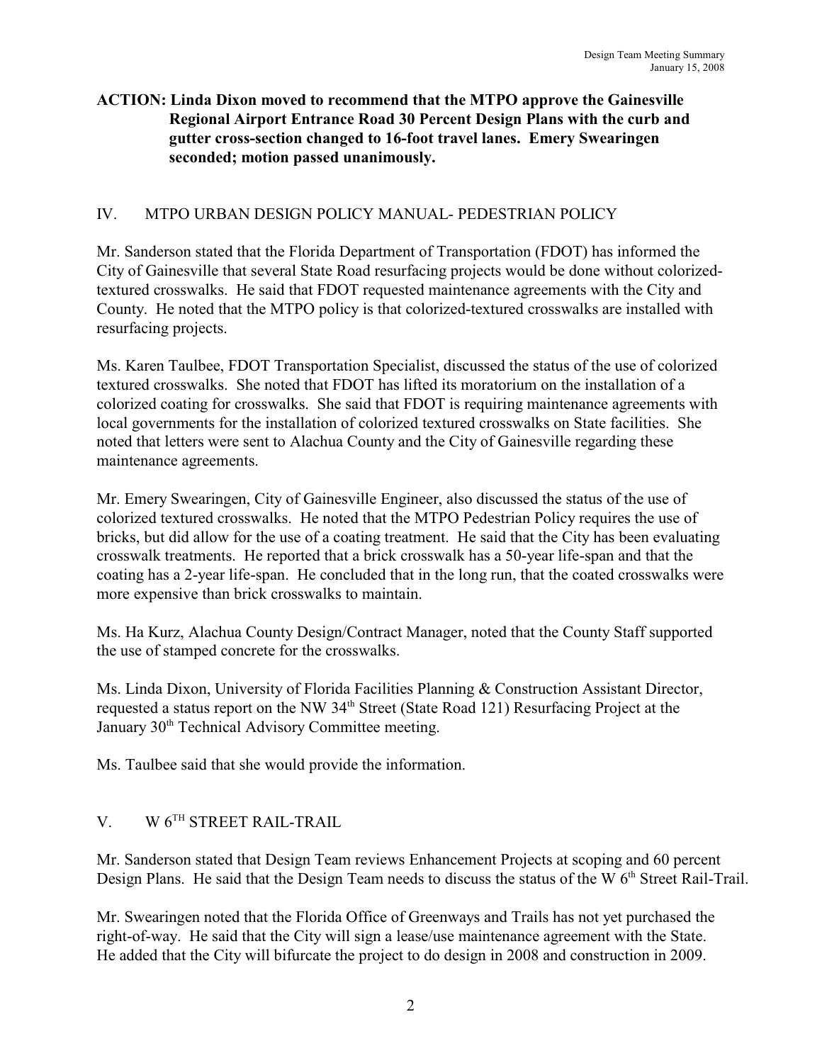**ACTION: Linda Dixon moved to recommend that the MTPO approve the Gainesville Regional Airport Entrance Road 30 Percent Design Plans with the curb and gutter cross-section changed to 16-foot travel lanes. Emery Swearingen seconded; motion passed unanimously.**

## IV. MTPO URBAN DESIGN POLICY MANUAL- PEDESTRIAN POLICY

Mr. Sanderson stated that the Florida Department of Transportation (FDOT) has informed the City of Gainesville that several State Road resurfacing projects would be done without colorized-textured crosswalks. He said that FDOT requested maintenance agreements with the City and County. He noted that the MTPO policy is that colorized-textured crosswalks are installed with resurfacing projects.

Ms. Karen Taulbee, FDOT Transportation Specialist, discussed the status of the use of colorized textured crosswalks. She noted that FDOT has lifted its moratorium on the installation of a colorized coating for crosswalks. She said that FDOT is requiring maintenance agreements with local governments for the installation of colorized textured crosswalks on State facilities. She noted that letters were sent to Alachua County and the City of Gainesville regarding these maintenance agreements.

Mr. Emery Swearingen, City of Gainesville Engineer, also discussed the status of the use of colorized textured crosswalks. He noted that the MTPO Pedestrian Policy requires the use of bricks, but did allow for the use of a coating treatment. He said that the City has been evaluating crosswalk treatments. He reported that a brick crosswalk has a 50-year life-span and that the coating has a 2-year life-span. He concluded that in the long run, that the coated crosswalks were more expensive than brick crosswalks to maintain.

Ms. Ha Kurz, Alachua County Design/Contract Manager, noted that the County Staff supported the use of stamped concrete for the crosswalks.

Ms. Linda Dixon, University of Florida Facilities Planning & Construction Assistant Director, requested a status report on the NW 34th Street (State Road 121) Resurfacing Project at the January 30th Technical Advisory Committee meeting.

Ms. Taulbee said that she would provide the information.

## V. W 6TH STREET RAIL-TRAIL

Mr. Sanderson stated that Design Team reviews Enhancement Projects at scoping and 60 percent Design Plans. He said that the Design Team needs to discuss the status of the W 6th Street Rail-Trail.

Mr. Swearingen noted that the Florida Office of Greenways and Trails has not yet purchased the right-of-way. He said that the City will sign a lease/use maintenance agreement with the State. He added that the City will bifurcate the project to do design in 2008 and construction in 2009.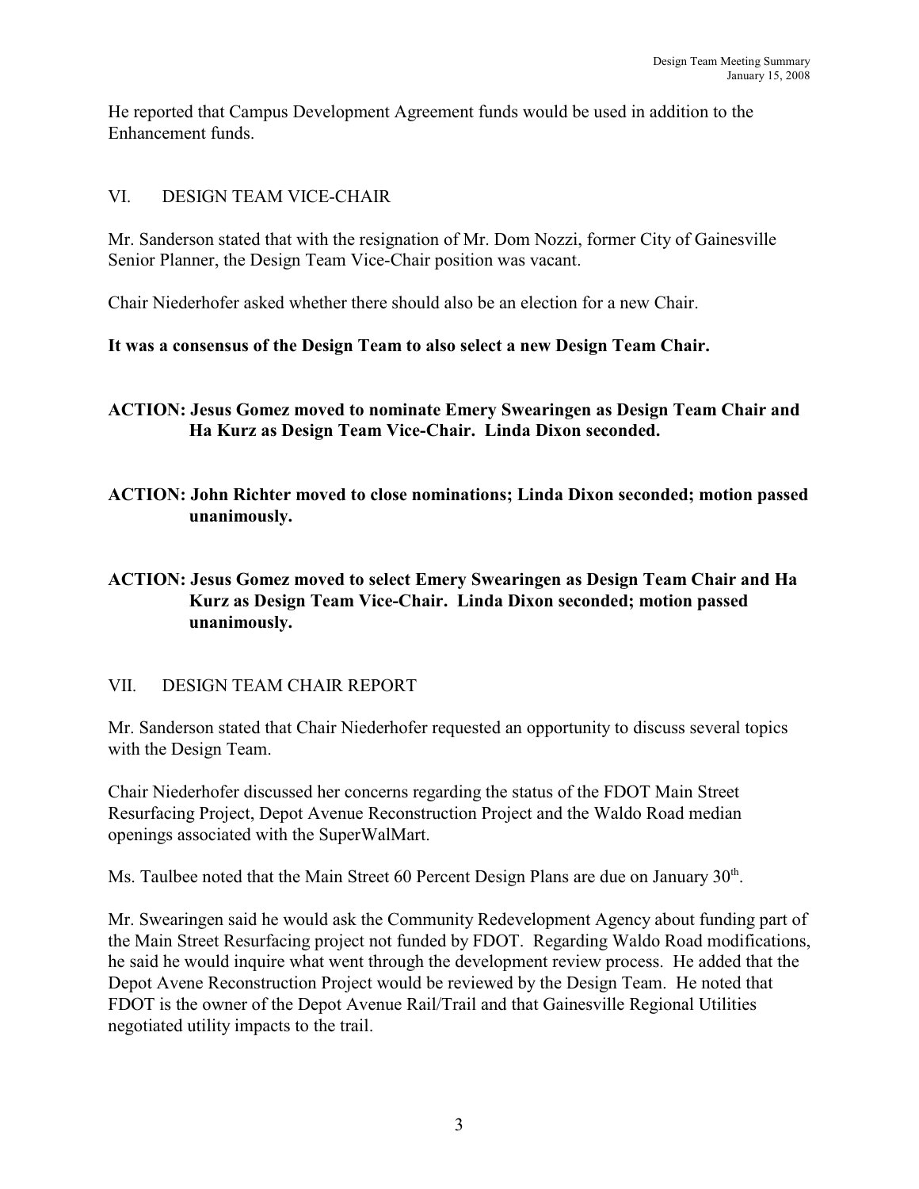He reported that Campus Development Agreement funds would be used in addition to the Enhancement funds.

## VI. DESIGN TEAM VICE-CHAIR

Mr. Sanderson stated that with the resignation of Mr. Dom Nozzi, former City of Gainesville Senior Planner, the Design Team Vice-Chair position was vacant.

Chair Niederhofer asked whether there should also be an election for a new Chair.

**It was a consensus of the Design Team to also select a new Design Team Chair.**

**ACTION: Jesus Gomez moved to nominate Emery Swearingen as Design Team Chair and Ha Kurz as Design Team Vice-Chair. Linda Dixon seconded.**

**ACTION: John Richter moved to close nominations; Linda Dixon seconded; motion passed unanimously.**

**ACTION: Jesus Gomez moved to select Emery Swearingen as Design Team Chair and Ha Kurz as Design Team Vice-Chair. Linda Dixon seconded; motion passed unanimously.**

## VII. DESIGN TEAM CHAIR REPORT

Mr. Sanderson stated that Chair Niederhofer requested an opportunity to discuss several topics with the Design Team.

Chair Niederhofer discussed her concerns regarding the status of the FDOT Main Street Resurfacing Project, Depot Avenue Reconstruction Project and the Waldo Road median openings associated with the SuperWalMart.

Ms. Taulbee noted that the Main Street 60 Percent Design Plans are due on January 30th.

Mr. Swearingen said he would ask the Community Redevelopment Agency about funding part of the Main Street Resurfacing project not funded by FDOT. Regarding Waldo Road modifications, he said he would inquire what went through the development review process. He added that the Depot Avene Reconstruction Project would be reviewed by the Design Team. He noted that FDOT is the owner of the Depot Avenue Rail/Trail and that Gainesville Regional Utilities negotiated utility impacts to the trail.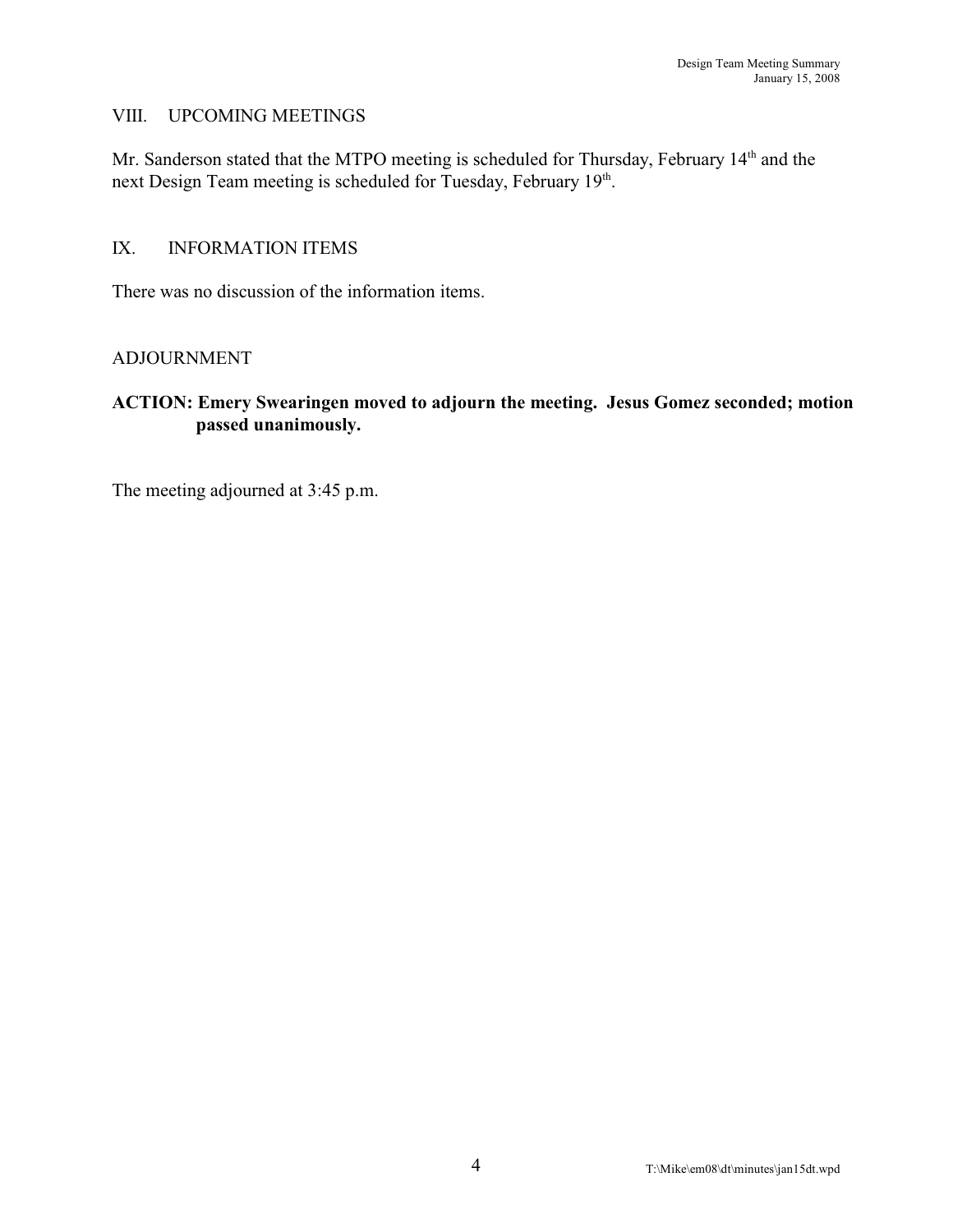## VIII. UPCOMING MEETINGS

Mr. Sanderson stated that the MTPO meeting is scheduled for Thursday, February 14th and the next Design Team meeting is scheduled for Tuesday, February 19th.

## IX. INFORMATION ITEMS

There was no discussion of the information items.

## ADJOURNMENT

**ACTION: Emery Swearingen moved to adjourn the meeting. Jesus Gomez seconded; motion passed unanimously.**

The meeting adjourned at 3:45 p.m.

T:\Mike\em08\dt\minutes\jan15dt.wpd